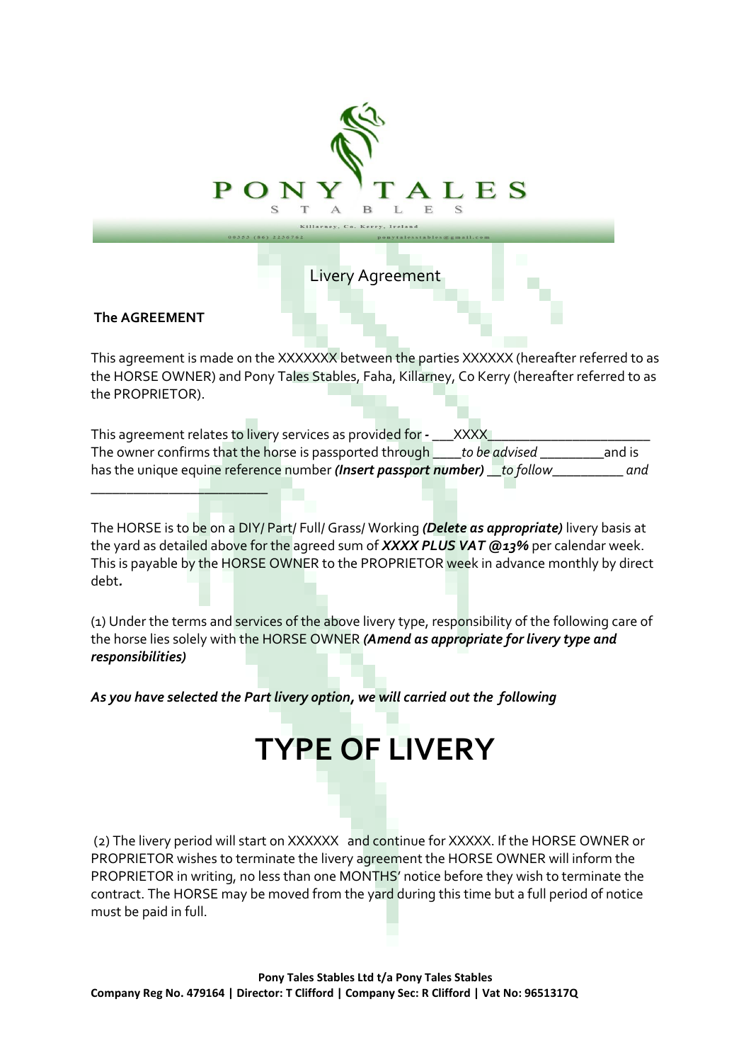PONY TALES

STABLES

Killarney, Co. Kerry, Ireland

00353 (86) 2236762 ponytalesstables@gmail.com

Livery Agreement

**The AGREEMENT**

This agreement is made on the XXXXXXX between the parties XXXXXX (hereafter referred to as the HORSE OWNER) and Pony Tales Stables, Faha, Killarney, Co Kerry (hereafter referred to as the PROPRIETOR).

This agreement relates to livery services as provided for **-** ___XXXX_______________________
The owner confirms that the horse is passported through ____*to be advised* _________and is has the unique equine reference number ***(Insert passport number)*** __*to follow*__________ *and*
_________________________

The HORSE is to be on a DIY/ Part/ Full/ Grass/ Working ***(Delete as appropriate)*** livery basis at the yard as detailed above for the agreed sum of ***XXXX PLUS VAT @13%*** per calendar week. This is payable by the HORSE OWNER to the PROPRIETOR week in advance monthly by direct debt**.**

(1) Under the terms and services of the above livery type, responsibility of the following care of the horse lies solely with the HORSE OWNER ***(Amend as appropriate for livery type and responsibilities)***

***As you have selected the Part livery option, we will carried out the following***

# TYPE OF LIVERY

(2) The livery period will start on XXXXXX and continue for XXXXX. If the HORSE OWNER or PROPRIETOR wishes to terminate the livery agreement the HORSE OWNER will inform the PROPRIETOR in writing, no less than one MONTHS' notice before they wish to terminate the contract. The HORSE may be moved from the yard during this time but a full period of notice must be paid in full.

**Pony Tales Stables Ltd t/a Pony Tales Stables**
**Company Reg No. 479164 | Director: T Clifford | Company Sec: R Clifford | Vat No: 9651317Q**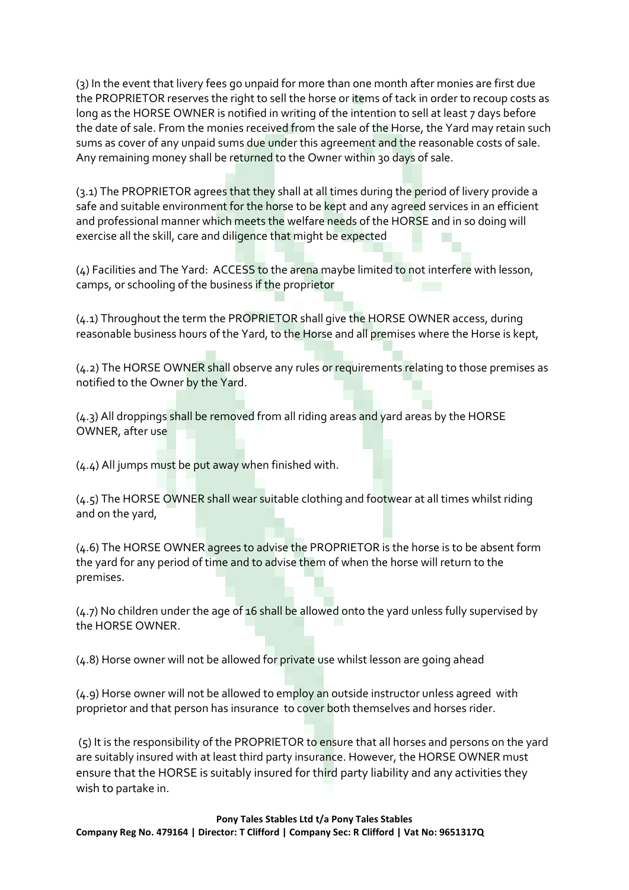(3) In the event that livery fees go unpaid for more than one month after monies are first due the PROPRIETOR reserves the right to sell the horse or items of tack in order to recoup costs as long as the HORSE OWNER is notified in writing of the intention to sell at least 7 days before the date of sale. From the monies received from the sale of the Horse, the Yard may retain such sums as cover of any unpaid sums due under this agreement and the reasonable costs of sale. Any remaining money shall be returned to the Owner within 30 days of sale.

(3.1) The PROPRIETOR agrees that they shall at all times during the period of livery provide a safe and suitable environment for the horse to be kept and any agreed services in an efficient and professional manner which meets the welfare needs of the HORSE and in so doing will exercise all the skill, care and diligence that might be expected

(4) Facilities and The Yard: ACCESS to the arena maybe limited to not interfere with lesson, camps, or schooling of the business if the proprietor

(4.1) Throughout the term the PROPRIETOR shall give the HORSE OWNER access, during reasonable business hours of the Yard, to the Horse and all premises where the Horse is kept,

(4.2) The HORSE OWNER shall observe any rules or requirements relating to those premises as notified to the Owner by the Yard.

(4.3) All droppings shall be removed from all riding areas and yard areas by the HORSE OWNER, after use

(4.4) All jumps must be put away when finished with.

(4.5) The HORSE OWNER shall wear suitable clothing and footwear at all times whilst riding and on the yard,

(4.6) The HORSE OWNER agrees to advise the PROPRIETOR is the horse is to be absent form the yard for any period of time and to advise them of when the horse will return to the premises.

(4.7) No children under the age of 16 shall be allowed onto the yard unless fully supervised by the HORSE OWNER.

(4.8) Horse owner will not be allowed for private use whilst lesson are going ahead

(4.9) Horse owner will not be allowed to employ an outside instructor unless agreed with proprietor and that person has insurance to cover both themselves and horses rider.

(5) It is the responsibility of the PROPRIETOR to ensure that all horses and persons on the yard are suitably insured with at least third party insurance. However, the HORSE OWNER must ensure that the HORSE is suitably insured for third party liability and any activities they wish to partake in.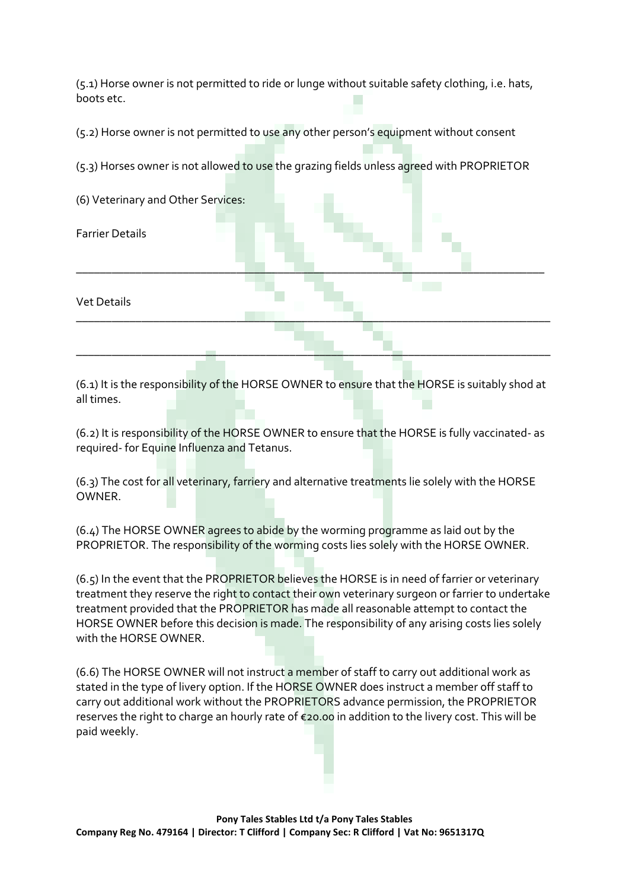(5.1) Horse owner is not permitted to ride or lunge without suitable safety clothing, i.e. hats, boots etc.

(5.2) Horse owner is not permitted to use any other person's equipment without consent

(5.3) Horses owner is not allowed to use the grazing fields unless agreed with PROPRIETOR

(6) Veterinary and Other Services:

Farrier Details

\_\_\_\_\_\_\_\_\_\_\_\_\_\_\_\_\_\_\_\_\_\_\_\_\_\_\_\_\_\_\_\_\_\_\_\_\_\_\_\_\_\_\_\_\_\_\_\_\_\_\_\_\_\_\_\_\_\_\_\_\_\_\_\_\_\_\_\_\_\_\_\_\_\_

Vet Details

\_\_\_\_\_\_\_\_\_\_\_\_\_\_\_\_\_\_\_\_\_\_\_\_\_\_\_\_\_\_\_\_\_\_\_\_\_\_\_\_\_\_\_\_\_\_\_\_\_\_\_\_\_\_\_\_\_\_\_\_\_\_\_\_\_\_\_\_\_\_\_\_\_\_

\_\_\_\_\_\_\_\_\_\_\_\_\_\_\_\_\_\_\_\_\_\_\_\_\_\_\_\_\_\_\_\_\_\_\_\_\_\_\_\_\_\_\_\_\_\_\_\_\_\_\_\_\_\_\_\_\_\_\_\_\_\_\_\_\_\_\_\_\_\_\_\_\_\_

(6.1) It is the responsibility of the HORSE OWNER to ensure that the HORSE is suitably shod at all times.

(6.2) It is responsibility of the HORSE OWNER to ensure that the HORSE is fully vaccinated- as required- for Equine Influenza and Tetanus.

(6.3) The cost for all veterinary, farriery and alternative treatments lie solely with the HORSE OWNER.

(6.4) The HORSE OWNER agrees to abide by the worming programme as laid out by the PROPRIETOR. The responsibility of the worming costs lies solely with the HORSE OWNER.

(6.5) In the event that the PROPRIETOR believes the HORSE is in need of farrier or veterinary treatment they reserve the right to contact their own veterinary surgeon or farrier to undertake treatment provided that the PROPRIETOR has made all reasonable attempt to contact the HORSE OWNER before this decision is made. The responsibility of any arising costs lies solely with the HORSE OWNER.

(6.6) The HORSE OWNER will not instruct a member of staff to carry out additional work as stated in the type of livery option. If the HORSE OWNER does instruct a member off staff to carry out additional work without the PROPRIETORS advance permission, the PROPRIETOR reserves the right to charge an hourly rate of €20.00 in addition to the livery cost. This will be paid weekly.

**Pony Tales Stables Ltd t/a Pony Tales Stables**
**Company Reg No. 479164 | Director: T Clifford | Company Sec: R Clifford | Vat No: 9651317Q**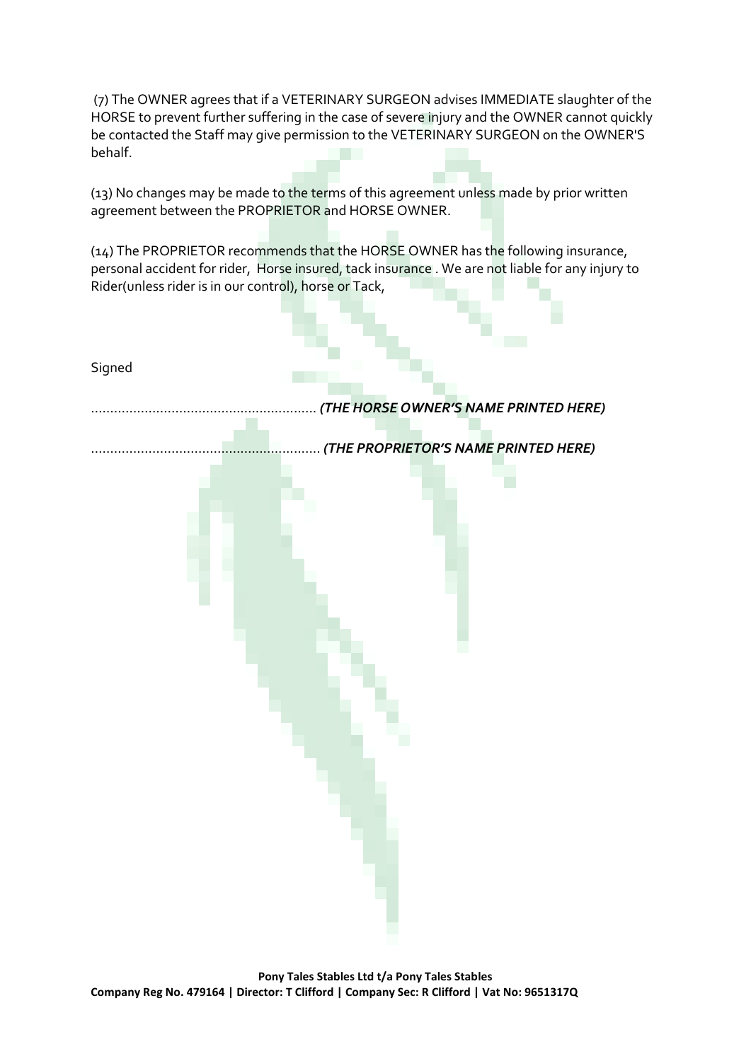(7) The OWNER agrees that if a VETERINARY SURGEON advises IMMEDIATE slaughter of the HORSE to prevent further suffering in the case of severe injury and the OWNER cannot quickly be contacted the Staff may give permission to the VETERINARY SURGEON on the OWNER'S behalf.

(13) No changes may be made to the terms of this agreement unless made by prior written agreement between the PROPRIETOR and HORSE OWNER.

(14) The PROPRIETOR recommends that the HORSE OWNER has the following insurance, personal accident for rider, Horse insured, tack insurance . We are not liable for any injury to Rider(unless rider is in our control), horse or Tack,

Signed

………………………………………………… ***(THE HORSE OWNER'S NAME PRINTED HERE)***

………………………………………………… ***(THE PROPRIETOR'S NAME PRINTED HERE)***

**Pony Tales Stables Ltd t/a Pony Tales Stables**
**Company Reg No. 479164 | Director: T Clifford | Company Sec: R Clifford | Vat No: 9651317Q**